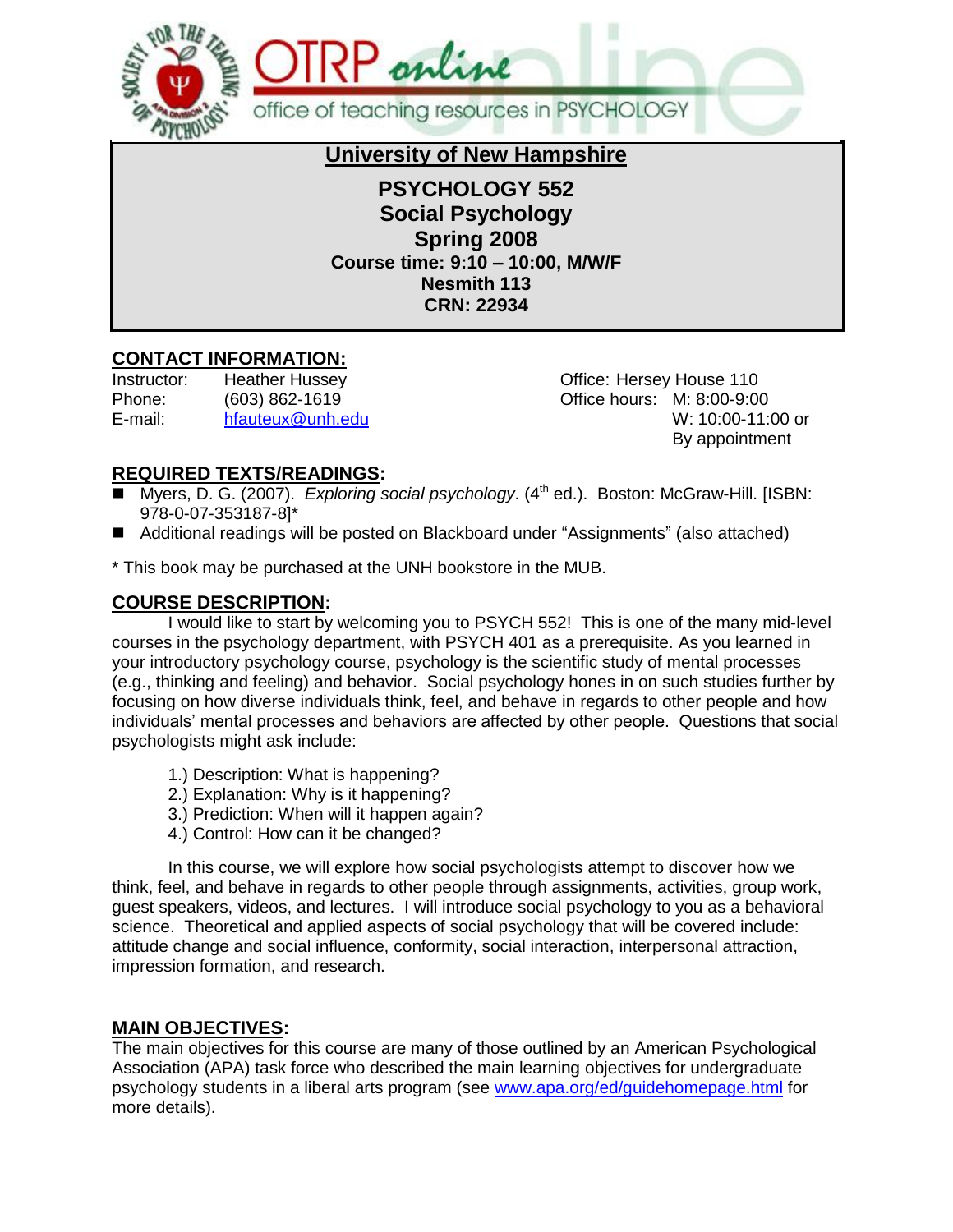OTRP online

office of teaching resources in PSYCHOLOGY

# University of New Hampshire

## PSYCHOLOGY 552
## Social Psychology
## Spring 2008

**Course time: 9:10 – 10:00, M/W/F**
**Nesmith 113**
**CRN: 22934**

## CONTACT INFORMATION:

| | | | |
|---|---|---|---|
| Instructor: | Heather Hussey | Office: | Hersey House 110 |
| Phone: | (603) 862-1619 | Office hours: | M: 8:00-9:00 |
| E-mail: | hfauteux@unh.edu | | W: 10:00-11:00 or |
| | | | By appointment |

## REQUIRED TEXTS/READINGS:

- Myers, D. G. (2007). *Exploring social psychology*. (4th ed.). Boston: McGraw-Hill. [ISBN: 978-0-07-353187-8]*
- Additional readings will be posted on Blackboard under "Assignments" (also attached)

* This book may be purchased at the UNH bookstore in the MUB.

## COURSE DESCRIPTION:

I would like to start by welcoming you to PSYCH 552! This is one of the many mid-level courses in the psychology department, with PSYCH 401 as a prerequisite. As you learned in your introductory psychology course, psychology is the scientific study of mental processes (e.g., thinking and feeling) and behavior. Social psychology hones in on such studies further by focusing on how diverse individuals think, feel, and behave in regards to other people and how individuals' mental processes and behaviors are affected by other people. Questions that social psychologists might ask include:

1.) Description: What is happening?
2.) Explanation: Why is it happening?
3.) Prediction: When will it happen again?
4.) Control: How can it be changed?

In this course, we will explore how social psychologists attempt to discover how we think, feel, and behave in regards to other people through assignments, activities, group work, guest speakers, videos, and lectures. I will introduce social psychology to you as a behavioral science. Theoretical and applied aspects of social psychology that will be covered include: attitude change and social influence, conformity, social interaction, interpersonal attraction, impression formation, and research.

## MAIN OBJECTIVES:

The main objectives for this course are many of those outlined by an American Psychological Association (APA) task force who described the main learning objectives for undergraduate psychology students in a liberal arts program (see www.apa.org/ed/guidehomepage.html for more details).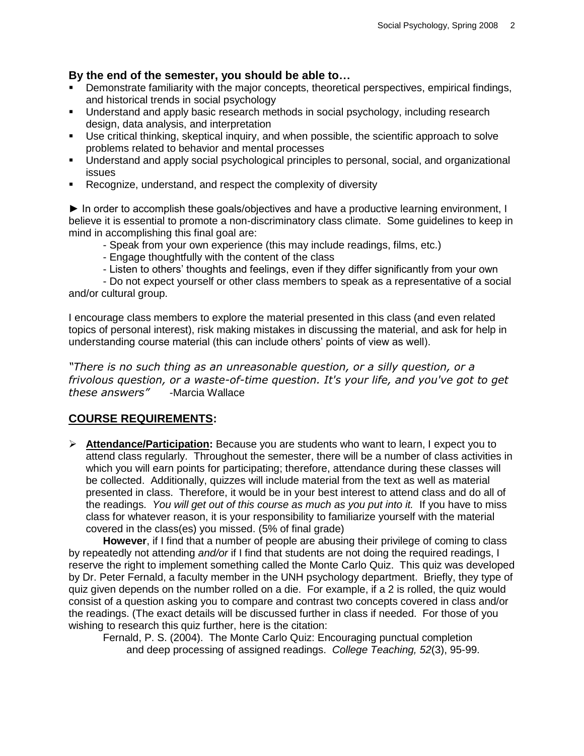### By the end of the semester, you should be able to…

- Demonstrate familiarity with the major concepts, theoretical perspectives, empirical findings, and historical trends in social psychology
- Understand and apply basic research methods in social psychology, including research design, data analysis, and interpretation
- Use critical thinking, skeptical inquiry, and when possible, the scientific approach to solve problems related to behavior and mental processes
- Understand and apply social psychological principles to personal, social, and organizational issues
- Recognize, understand, and respect the complexity of diversity

► In order to accomplish these goals/objectives and have a productive learning environment, I believe it is essential to promote a non-discriminatory class climate. Some guidelines to keep in mind in accomplishing this final goal are:

- Speak from your own experience (this may include readings, films, etc.)
- Engage thoughtfully with the content of the class
- Listen to others' thoughts and feelings, even if they differ significantly from your own
- Do not expect yourself or other class members to speak as a representative of a social and/or cultural group.

I encourage class members to explore the material presented in this class (and even related topics of personal interest), risk making mistakes in discussing the material, and ask for help in understanding course material (this can include others' points of view as well).

*"There is no such thing as an unreasonable question, or a silly question, or a frivolous question, or a waste-of-time question. It's your life, and you've got to get these answers"* -Marcia Wallace

## COURSE REQUIREMENTS:

- **Attendance/Participation:** Because you are students who want to learn, I expect you to attend class regularly. Throughout the semester, there will be a number of class activities in which you will earn points for participating; therefore, attendance during these classes will be collected. Additionally, quizzes will include material from the text as well as material presented in class. Therefore, it would be in your best interest to attend class and do all of the readings. *You will get out of this course as much as you put into it.* If you have to miss class for whatever reason, it is your responsibility to familiarize yourself with the material covered in the class(es) you missed. (5% of final grade)

**However**, if I find that a number of people are abusing their privilege of coming to class by repeatedly not attending *and/or* if I find that students are not doing the required readings, I reserve the right to implement something called the Monte Carlo Quiz. This quiz was developed by Dr. Peter Fernald, a faculty member in the UNH psychology department. Briefly, they type of quiz given depends on the number rolled on a die. For example, if a 2 is rolled, the quiz would consist of a question asking you to compare and contrast two concepts covered in class and/or the readings. (The exact details will be discussed further in class if needed. For those of you wishing to research this quiz further, here is the citation:

Fernald, P. S. (2004). The Monte Carlo Quiz: Encouraging punctual completion and deep processing of assigned readings. *College Teaching, 52*(3), 95-99.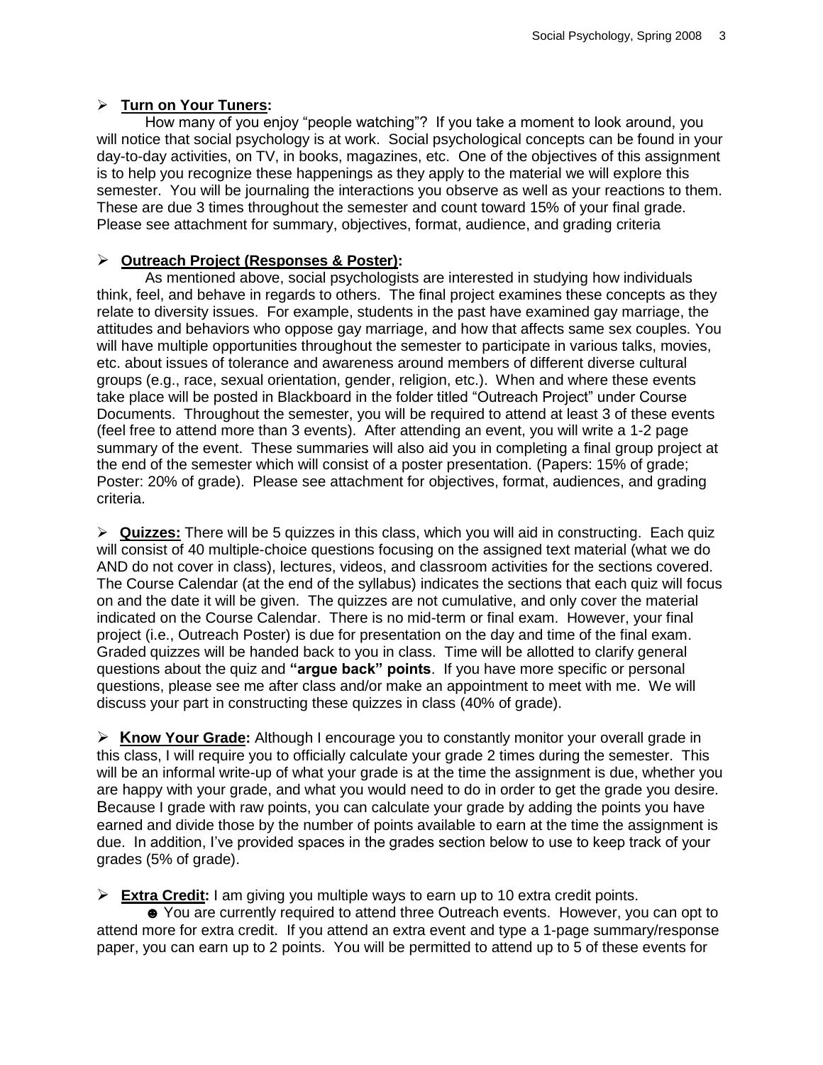- **Turn on Your Tuners:**

  How many of you enjoy "people watching"? If you take a moment to look around, you will notice that social psychology is at work. Social psychological concepts can be found in your day-to-day activities, on TV, in books, magazines, etc. One of the objectives of this assignment is to help you recognize these happenings as they apply to the material we will explore this semester. You will be journaling the interactions you observe as well as your reactions to them. These are due 3 times throughout the semester and count toward 15% of your final grade. Please see attachment for summary, objectives, format, audience, and grading criteria

- **Outreach Project (Responses & Poster):**

  As mentioned above, social psychologists are interested in studying how individuals think, feel, and behave in regards to others. The final project examines these concepts as they relate to diversity issues. For example, students in the past have examined gay marriage, the attitudes and behaviors who oppose gay marriage, and how that affects same sex couples. You will have multiple opportunities throughout the semester to participate in various talks, movies, etc. about issues of tolerance and awareness around members of different diverse cultural groups (e.g., race, sexual orientation, gender, religion, etc.). When and where these events take place will be posted in Blackboard in the folder titled "Outreach Project" under Course Documents. Throughout the semester, you will be required to attend at least 3 of these events (feel free to attend more than 3 events). After attending an event, you will write a 1-2 page summary of the event. These summaries will also aid you in completing a final group project at the end of the semester which will consist of a poster presentation. (Papers: 15% of grade; Poster: 20% of grade). Please see attachment for objectives, format, audiences, and grading criteria.

- **Quizzes:** There will be 5 quizzes in this class, which you will aid in constructing. Each quiz will consist of 40 multiple-choice questions focusing on the assigned text material (what we do AND do not cover in class), lectures, videos, and classroom activities for the sections covered. The Course Calendar (at the end of the syllabus) indicates the sections that each quiz will focus on and the date it will be given. The quizzes are not cumulative, and only cover the material indicated on the Course Calendar. There is no mid-term or final exam. However, your final project (i.e., Outreach Poster) is due for presentation on the day and time of the final exam. Graded quizzes will be handed back to you in class. Time will be allotted to clarify general questions about the quiz and **"argue back" points**. If you have more specific or personal questions, please see me after class and/or make an appointment to meet with me. We will discuss your part in constructing these quizzes in class (40% of grade).

- **Know Your Grade:** Although I encourage you to constantly monitor your overall grade in this class, I will require you to officially calculate your grade 2 times during the semester. This will be an informal write-up of what your grade is at the time the assignment is due, whether you are happy with your grade, and what you would need to do in order to get the grade you desire. Because I grade with raw points, you can calculate your grade by adding the points you have earned and divide those by the number of points available to earn at the time the assignment is due. In addition, I've provided spaces in the grades section below to use to keep track of your grades (5% of grade).

- **Extra Credit:** I am giving you multiple ways to earn up to 10 extra credit points.

  ☻ You are currently required to attend three Outreach events. However, you can opt to attend more for extra credit. If you attend an extra event and type a 1-page summary/response paper, you can earn up to 2 points. You will be permitted to attend up to 5 of these events for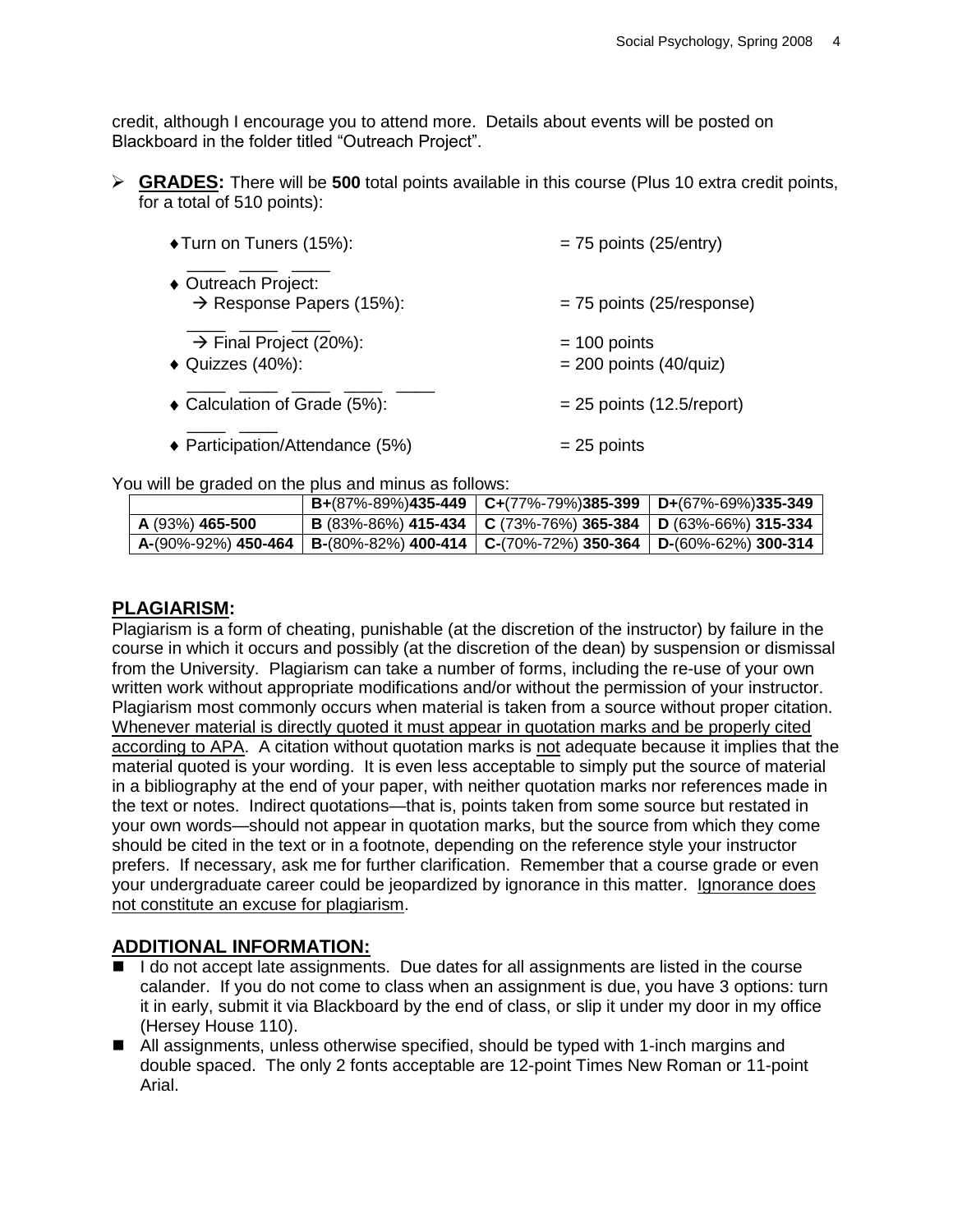credit, although I encourage you to attend more. Details about events will be posted on Blackboard in the folder titled "Outreach Project".

- **GRADES:** There will be **500** total points available in this course (Plus 10 extra credit points, for a total of 510 points):

  - Turn on Tuners (15%): = 75 points (25/entry)
    ____ ____ ____
  - Outreach Project:
    - → Response Papers (15%): = 75 points (25/response)
      ____ ____ ____
    - → Final Project (20%): = 100 points
  - Quizzes (40%): = 200 points (40/quiz)
    ____ ____ ____ ____ ____
  - Calculation of Grade (5%): = 25 points (12.5/report)
    ____ ____
  - Participation/Attendance (5%) = 25 points

You will be graded on the plus and minus as follows:

| | **B+**(87%-89%)**435-449** | **C+**(77%-79%)**385-399** | **D+**(67%-69%)**335-349** |
|---|---|---|---|
| **A** (93%) **465-500** | **B** (83%-86%) **415-434** | **C** (73%-76%) **365-384** | **D** (63%-66%) **315-334** |
| **A-**(90%-92%) **450-464** | **B-**(80%-82%) **400-414** | **C-**(70%-72%) **350-364** | **D-**(60%-62%) **300-314** |

## PLAGIARISM:

Plagiarism is a form of cheating, punishable (at the discretion of the instructor) by failure in the course in which it occurs and possibly (at the discretion of the dean) by suspension or dismissal from the University. Plagiarism can take a number of forms, including the re-use of your own written work without appropriate modifications and/or without the permission of your instructor. Plagiarism most commonly occurs when material is taken from a source without proper citation. Whenever material is directly quoted it must appear in quotation marks and be properly cited according to APA. A citation without quotation marks is not adequate because it implies that the material quoted is your wording. It is even less acceptable to simply put the source of material in a bibliography at the end of your paper, with neither quotation marks nor references made in the text or notes. Indirect quotations—that is, points taken from some source but restated in your own words—should not appear in quotation marks, but the source from which they come should be cited in the text or in a footnote, depending on the reference style your instructor prefers. If necessary, ask me for further clarification. Remember that a course grade or even your undergraduate career could be jeopardized by ignorance in this matter. Ignorance does not constitute an excuse for plagiarism.

## ADDITIONAL INFORMATION:

- I do not accept late assignments. Due dates for all assignments are listed in the course calander. If you do not come to class when an assignment is due, you have 3 options: turn it in early, submit it via Blackboard by the end of class, or slip it under my door in my office (Hersey House 110).
- All assignments, unless otherwise specified, should be typed with 1-inch margins and double spaced. The only 2 fonts acceptable are 12-point Times New Roman or 11-point Arial.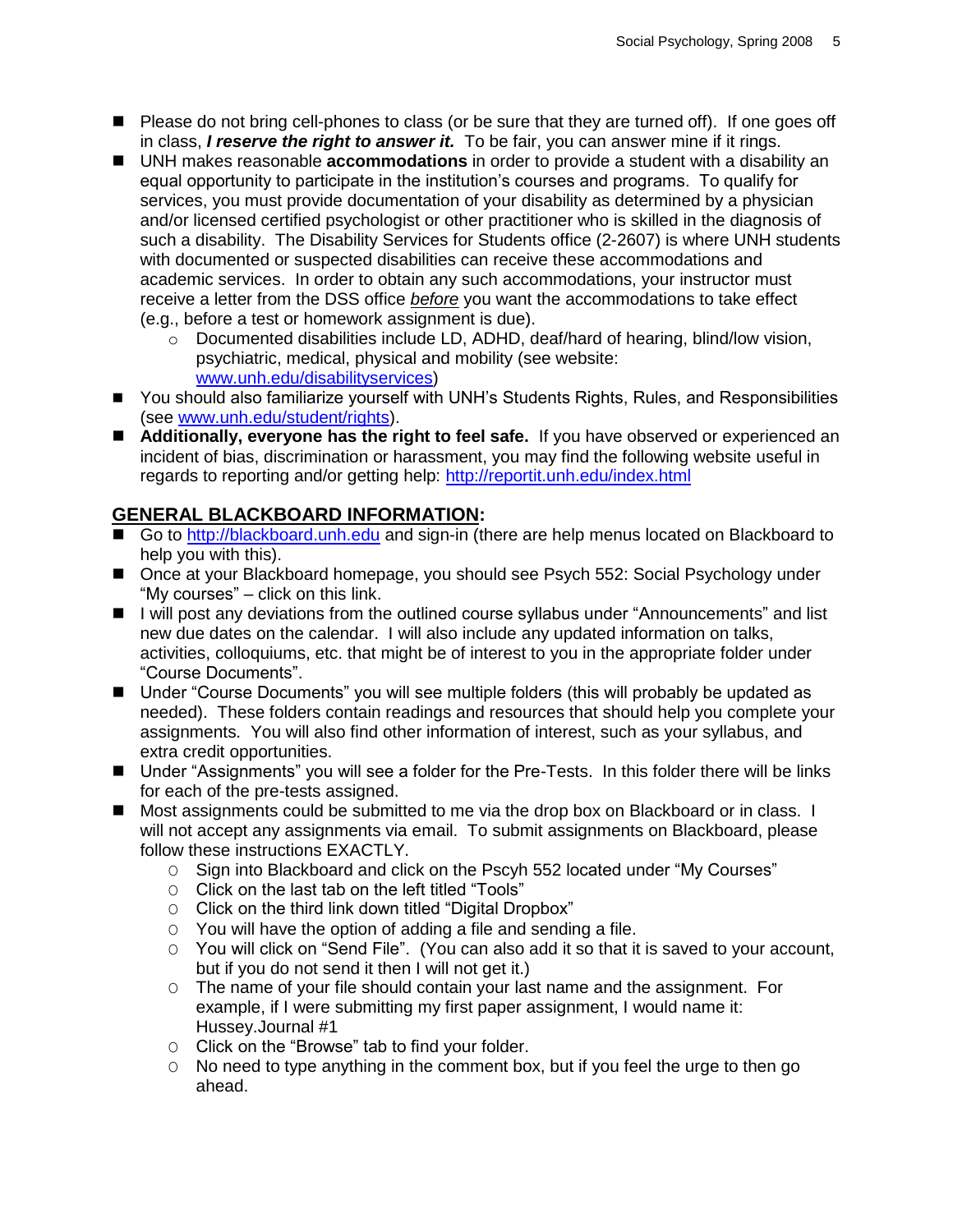- Please do not bring cell-phones to class (or be sure that they are turned off). If one goes off in class, ***I reserve the right to answer it.*** To be fair, you can answer mine if it rings.
- UNH makes reasonable **accommodations** in order to provide a student with a disability an equal opportunity to participate in the institution's courses and programs. To qualify for services, you must provide documentation of your disability as determined by a physician and/or licensed certified psychologist or other practitioner who is skilled in the diagnosis of such a disability. The Disability Services for Students office (2-2607) is where UNH students with documented or suspected disabilities can receive these accommodations and academic services. In order to obtain any such accommodations, your instructor must receive a letter from the DSS office *before* you want the accommodations to take effect (e.g., before a test or homework assignment is due).
    - Documented disabilities include LD, ADHD, deaf/hard of hearing, blind/low vision, psychiatric, medical, physical and mobility (see website: www.unh.edu/disabilityservices)
- You should also familiarize yourself with UNH's Students Rights, Rules, and Responsibilities (see www.unh.edu/student/rights).
- **Additionally, everyone has the right to feel safe.** If you have observed or experienced an incident of bias, discrimination or harassment, you may find the following website useful in regards to reporting and/or getting help: http://reportit.unh.edu/index.html

## GENERAL BLACKBOARD INFORMATION:

- Go to http://blackboard.unh.edu and sign-in (there are help menus located on Blackboard to help you with this).
- Once at your Blackboard homepage, you should see Psych 552: Social Psychology under "My courses" – click on this link.
- I will post any deviations from the outlined course syllabus under "Announcements" and list new due dates on the calendar. I will also include any updated information on talks, activities, colloquiums, etc. that might be of interest to you in the appropriate folder under "Course Documents".
- Under "Course Documents" you will see multiple folders (this will probably be updated as needed). These folders contain readings and resources that should help you complete your assignments. You will also find other information of interest, such as your syllabus, and extra credit opportunities.
- Under "Assignments" you will see a folder for the Pre-Tests. In this folder there will be links for each of the pre-tests assigned.
- Most assignments could be submitted to me via the drop box on Blackboard or in class. I will not accept any assignments via email. To submit assignments on Blackboard, please follow these instructions EXACTLY.
    - Sign into Blackboard and click on the Pscyh 552 located under "My Courses"
    - Click on the last tab on the left titled "Tools"
    - Click on the third link down titled "Digital Dropbox"
    - You will have the option of adding a file and sending a file.
    - You will click on "Send File". (You can also add it so that it is saved to your account, but if you do not send it then I will not get it.)
    - The name of your file should contain your last name and the assignment. For example, if I were submitting my first paper assignment, I would name it: Hussey.Journal #1
    - Click on the "Browse" tab to find your folder.
    - No need to type anything in the comment box, but if you feel the urge to then go ahead.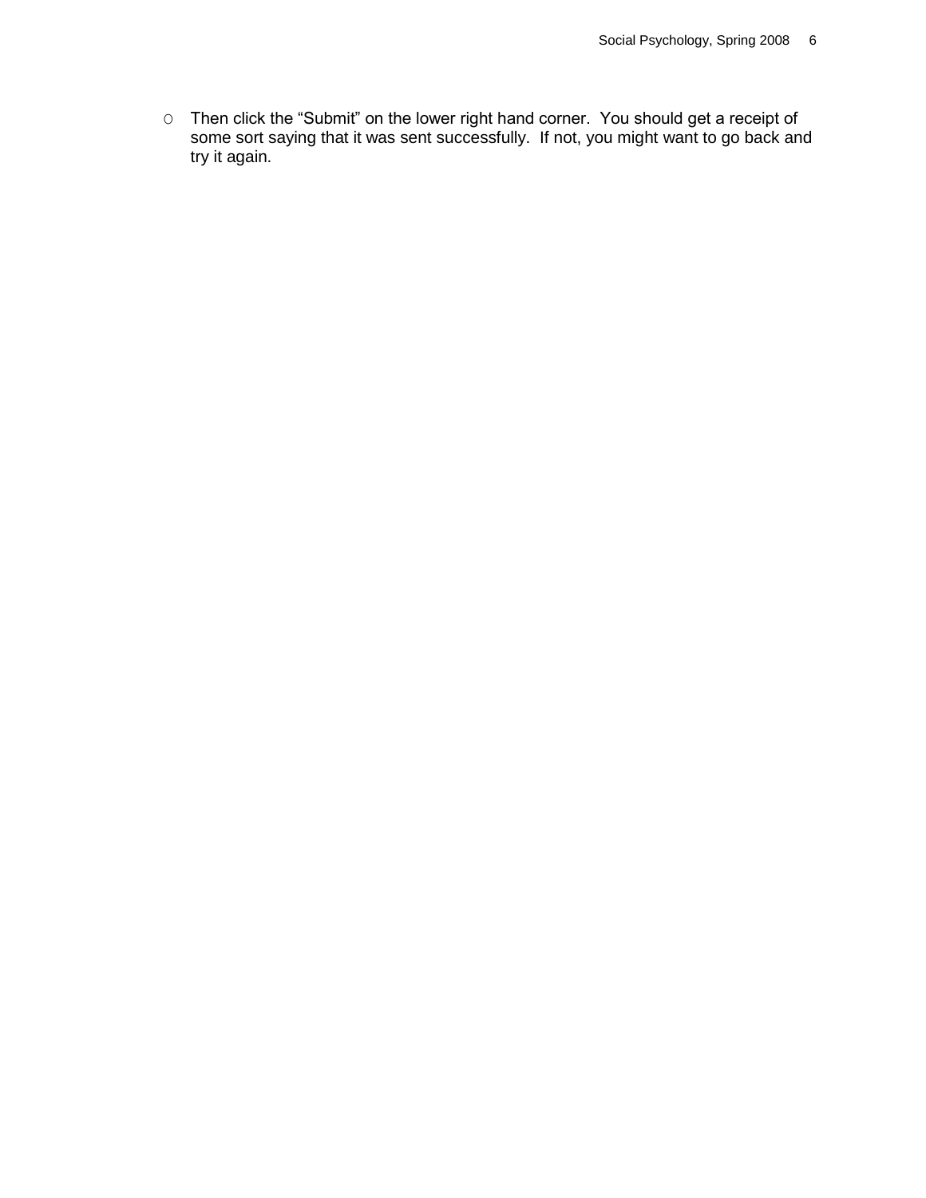- Then click the “Submit” on the lower right hand corner. You should get a receipt of some sort saying that it was sent successfully. If not, you might want to go back and try it again.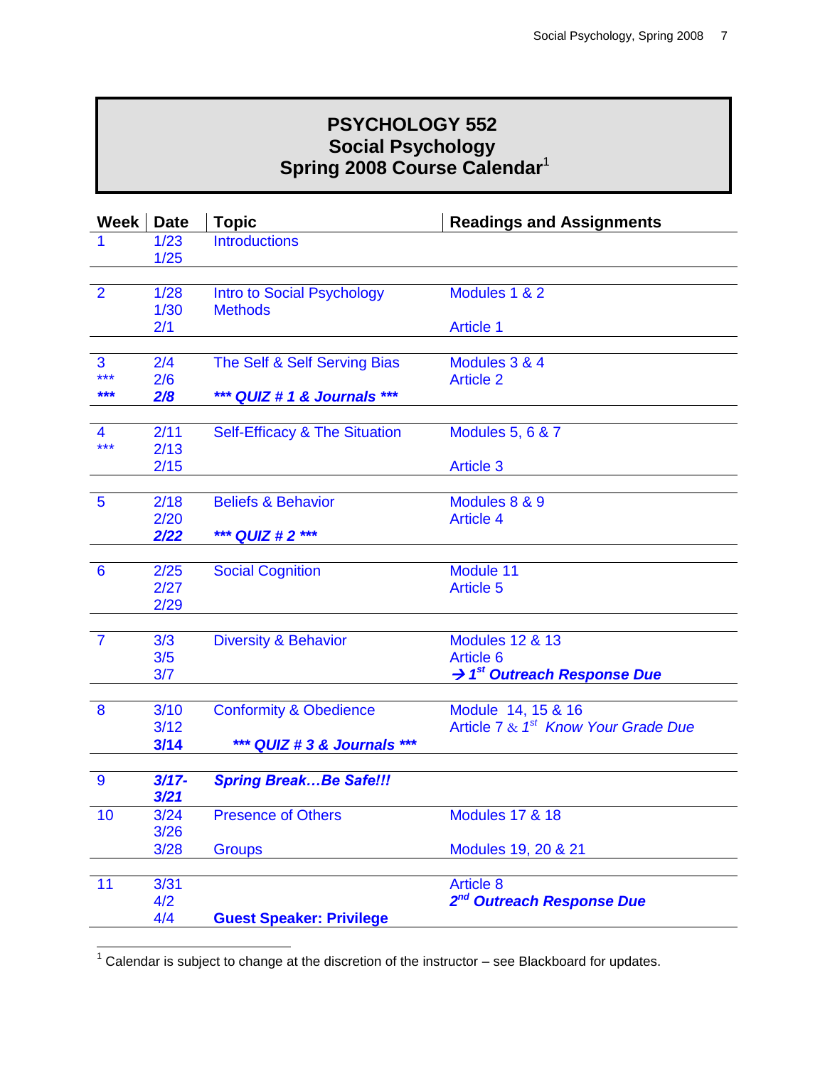# PSYCHOLOGY 552
## Social Psychology
## Spring 2008 Course Calendar[1]

| Week | Date | Topic | Readings and Assignments |
|---|---|---|---|
| 1 | 1/23 | Introductions | |
| | 1/25 | | |
| 2 | 1/28 | Intro to Social Psychology | Modules 1 & 2 |
| | 1/30 | Methods | |
| | 2/1 | | Article 1 |
| 3 | 2/4 | The Self & Self Serving Bias | Modules 3 & 4 |
| *** | 2/6 | | Article 2 |
| *** | ***2/8*** | ****** QUIZ # 1 & Journals ****** | |
| 4 | 2/11 | Self-Efficacy & The Situation | Modules 5, 6 & 7 |
| *** | 2/13 | | |
| | 2/15 | | Article 3 |
| 5 | 2/18 | Beliefs & Behavior | Modules 8 & 9 |
| | 2/20 | | Article 4 |
| | ***2/22*** | ****** QUIZ # 2 ****** | |
| 6 | 2/25 | Social Cognition | Module 11 |
| | 2/27 | | Article 5 |
| | 2/29 | | |
| 7 | 3/3 | Diversity & Behavior | Modules 12 & 13 |
| | 3/5 | | Article 6 |
| | 3/7 | | ***→ 1st Outreach Response Due*** |
| 8 | 3/10 | Conformity & Obedience | Module 14, 15 & 16 |
| | 3/12 | | Article 7 & *1st Know Your Grade Due* |
| | **3/14** | ****** QUIZ # 3 & Journals ****** | |
| 9 | ***3/17-3/21*** | ***Spring Break…Be Safe!!!*** | |
| 10 | 3/24 | Presence of Others | Modules 17 & 18 |
| | 3/26 | | |
| | 3/28 | Groups | Modules 19, 20 & 21 |
| 11 | 3/31 | | Article 8 |
| | 4/2 | | ***2nd Outreach Response Due*** |
| | 4/4 | **Guest Speaker: Privilege** | |

[1] Calendar is subject to change at the discretion of the instructor – see Blackboard for updates.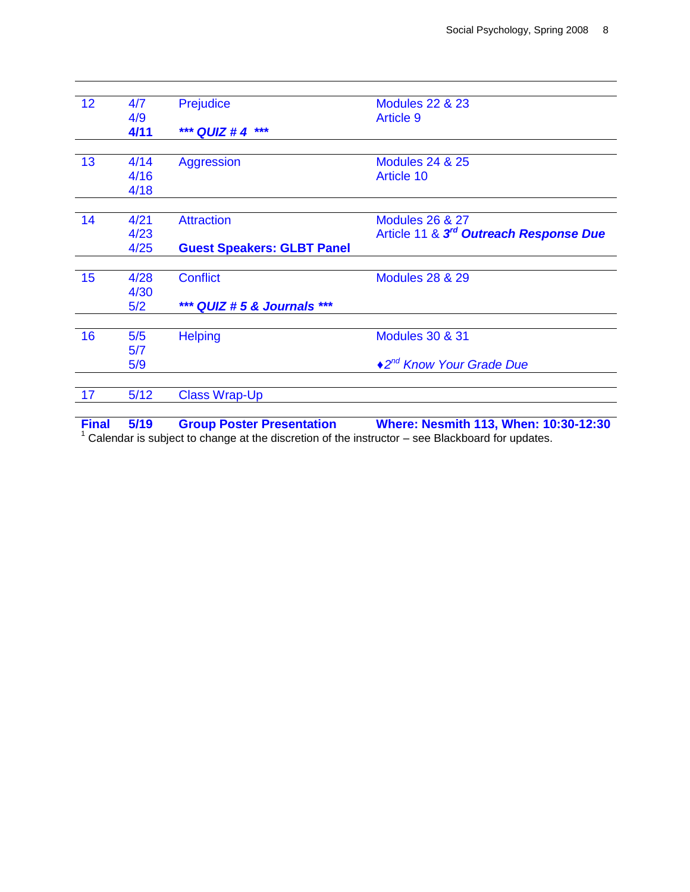| | | | |
|---|---|---|---|
| 12 | 4/7<br>4/9<br>**4/11** | Prejudice<br><br>***** QUIZ # 4 ***** | Modules 22 & 23<br>Article 9 |
| 13 | 4/14<br>4/16<br>4/18 | Aggression | Modules 24 & 25<br>Article 10 |
| 14 | 4/21<br>4/23<br>4/25 | Attraction<br><br>**Guest Speakers: GLBT Panel** | Modules 26 & 27<br>Article 11 & ***3rd Outreach Response Due*** |
| 15 | 4/28<br>4/30<br>5/2 | Conflict<br><br>***** QUIZ # 5 & Journals ***** | Modules 28 & 29 |
| 16 | 5/5<br>5/7<br>5/9 | Helping | Modules 30 & 31<br><br>*♦2nd Know Your Grade Due* |
| 17 | 5/12 | Class Wrap-Up | |
| **Final** | **5/19** | **Group Poster Presentation** | **Where: Nesmith 113, When: 10:30-12:30** |

[1] Calendar is subject to change at the discretion of the instructor – see Blackboard for updates.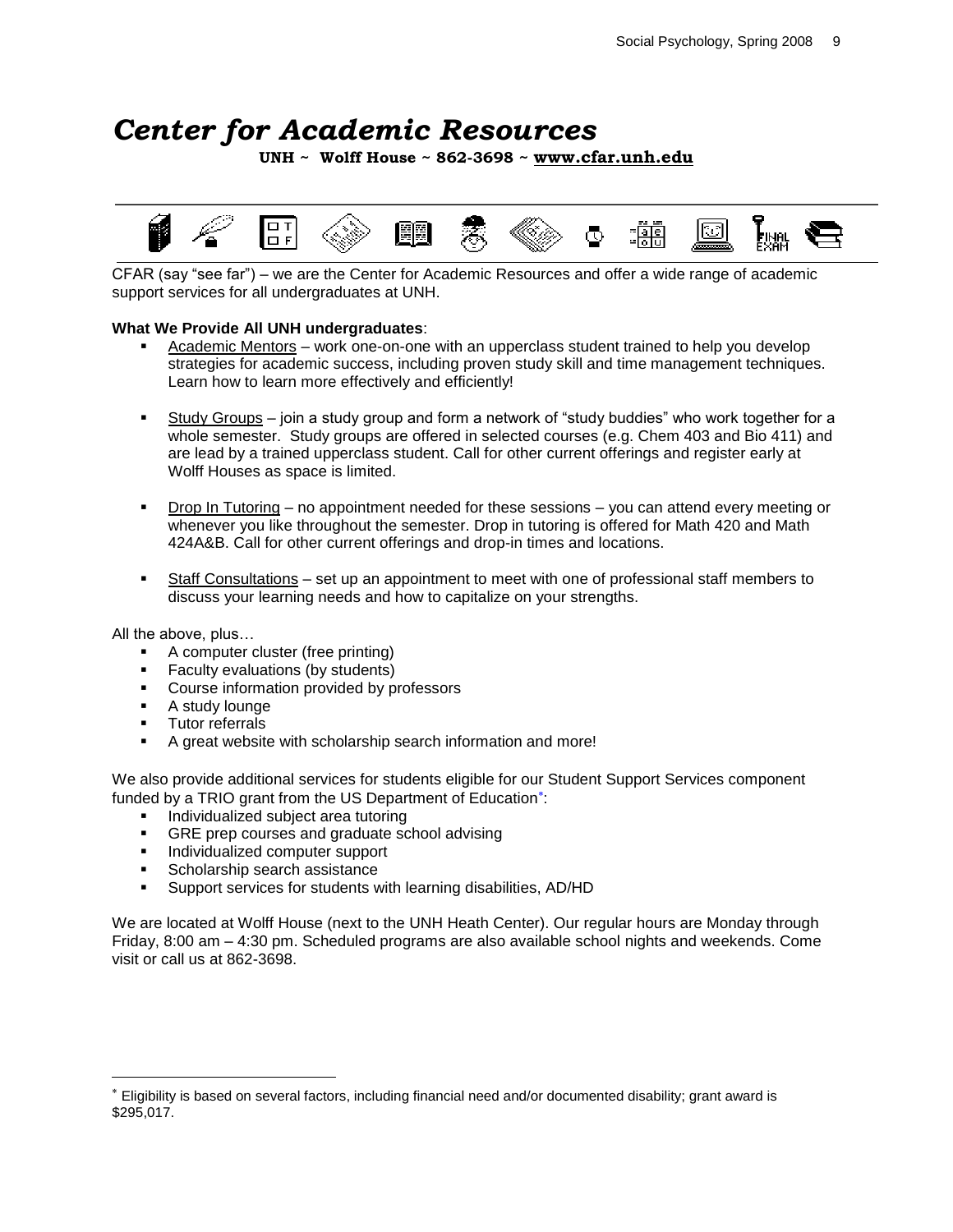# *Center for Academic Resources*

**UNH ~ Wolff House ~ 862-3698 ~ www.cfar.unh.edu**

CFAR (say "see far") – we are the Center for Academic Resources and offer a wide range of academic support services for all undergraduates at UNH.

**What We Provide All UNH undergraduates**:

- Academic Mentors – work one-on-one with an upperclass student trained to help you develop strategies for academic success, including proven study skill and time management techniques. Learn how to learn more effectively and efficiently!
- Study Groups – join a study group and form a network of "study buddies" who work together for a whole semester. Study groups are offered in selected courses (e.g. Chem 403 and Bio 411) and are lead by a trained upperclass student. Call for other current offerings and register early at Wolff Houses as space is limited.
- Drop In Tutoring – no appointment needed for these sessions – you can attend every meeting or whenever you like throughout the semester. Drop in tutoring is offered for Math 420 and Math 424A&B. Call for other current offerings and drop-in times and locations.
- Staff Consultations – set up an appointment to meet with one of professional staff members to discuss your learning needs and how to capitalize on your strengths.

All the above, plus…

- A computer cluster (free printing)
- Faculty evaluations (by students)
- Course information provided by professors
- A study lounge
- Tutor referrals
- A great website with scholarship search information and more!

We also provide additional services for students eligible for our Student Support Services component funded by a TRIO grant from the US Department of Education*:

- Individualized subject area tutoring
- GRE prep courses and graduate school advising
- Individualized computer support
- Scholarship search assistance
- Support services for students with learning disabilities, AD/HD

We are located at Wolff House (next to the UNH Heath Center). Our regular hours are Monday through Friday, 8:00 am – 4:30 pm. Scheduled programs are also available school nights and weekends. Come visit or call us at 862-3698.

---

* Eligibility is based on several factors, including financial need and/or documented disability; grant award is $295,017.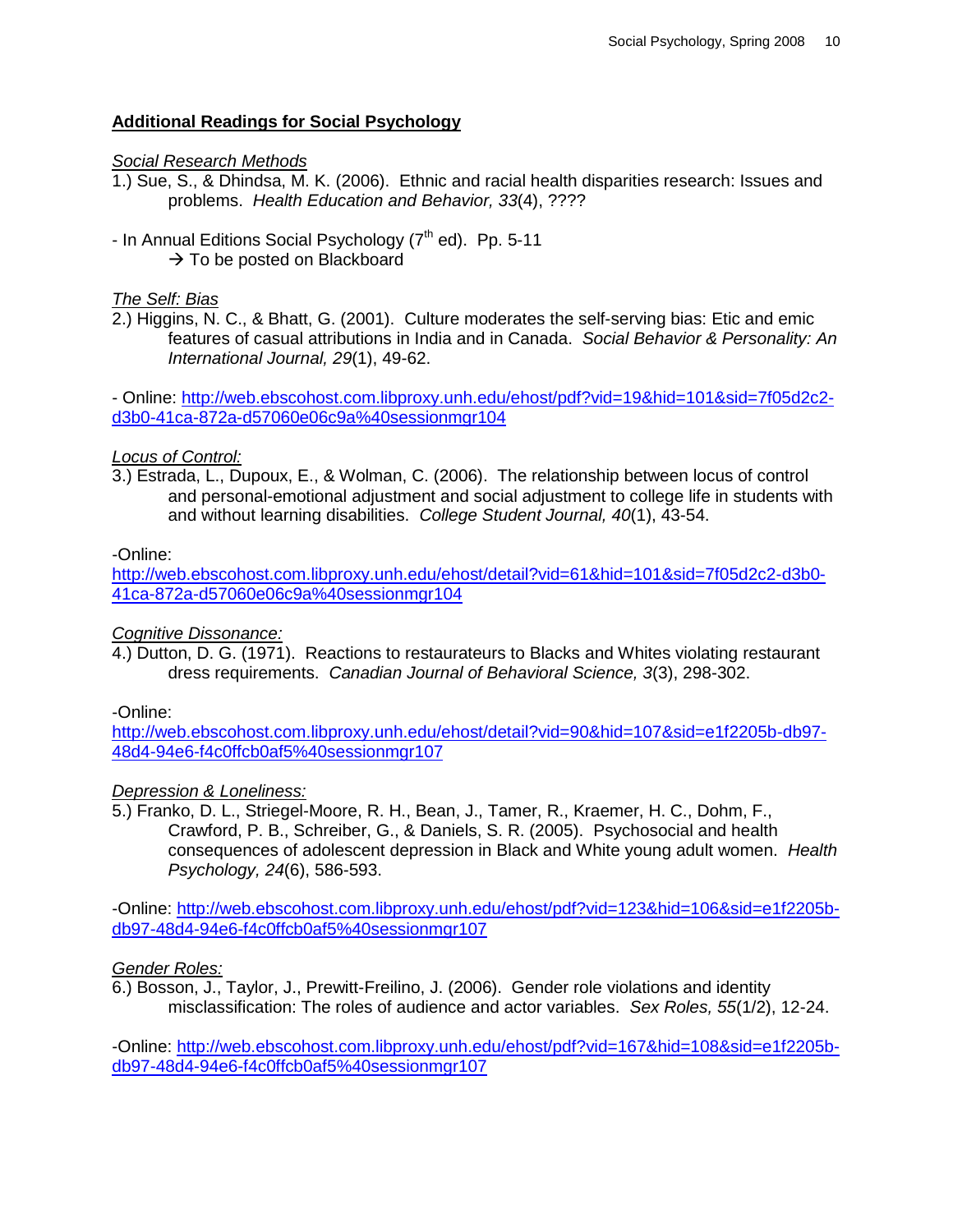## Additional Readings for Social Psychology

*Social Research Methods*

1.) Sue, S., & Dhindsa, M. K. (2006). Ethnic and racial health disparities research: Issues and problems. *Health Education and Behavior, 33*(4), ????

- In Annual Editions Social Psychology (7th ed). Pp. 5-11
  → To be posted on Blackboard

*The Self: Bias*

2.) Higgins, N. C., & Bhatt, G. (2001). Culture moderates the self-serving bias: Etic and emic features of casual attributions in India and in Canada. *Social Behavior & Personality: An International Journal, 29*(1), 49-62.

- Online: http://web.ebscohost.com.libproxy.unh.edu/ehost/pdf?vid=19&hid=101&sid=7f05d2c2-d3b0-41ca-872a-d57060e06c9a%40sessionmgr104

*Locus of Control:*

3.) Estrada, L., Dupoux, E., & Wolman, C. (2006). The relationship between locus of control and personal-emotional adjustment and social adjustment to college life in students with and without learning disabilities. *College Student Journal, 40*(1), 43-54.

-Online:
http://web.ebscohost.com.libproxy.unh.edu/ehost/detail?vid=61&hid=101&sid=7f05d2c2-d3b0-41ca-872a-d57060e06c9a%40sessionmgr104

*Cognitive Dissonance:*

4.) Dutton, D. G. (1971). Reactions to restaurateurs to Blacks and Whites violating restaurant dress requirements. *Canadian Journal of Behavioral Science, 3*(3), 298-302.

-Online:
http://web.ebscohost.com.libproxy.unh.edu/ehost/detail?vid=90&hid=107&sid=e1f2205b-db97-48d4-94e6-f4c0ffcb0af5%40sessionmgr107

*Depression & Loneliness:*

5.) Franko, D. L., Striegel-Moore, R. H., Bean, J., Tamer, R., Kraemer, H. C., Dohm, F., Crawford, P. B., Schreiber, G., & Daniels, S. R. (2005). Psychosocial and health consequences of adolescent depression in Black and White young adult women. *Health Psychology, 24*(6), 586-593.

-Online: http://web.ebscohost.com.libproxy.unh.edu/ehost/pdf?vid=123&hid=106&sid=e1f2205b-db97-48d4-94e6-f4c0ffcb0af5%40sessionmgr107

*Gender Roles:*

6.) Bosson, J., Taylor, J., Prewitt-Freilino, J. (2006). Gender role violations and identity misclassification: The roles of audience and actor variables. *Sex Roles, 55*(1/2), 12-24.

-Online: http://web.ebscohost.com.libproxy.unh.edu/ehost/pdf?vid=167&hid=108&sid=e1f2205b-db97-48d4-94e6-f4c0ffcb0af5%40sessionmgr107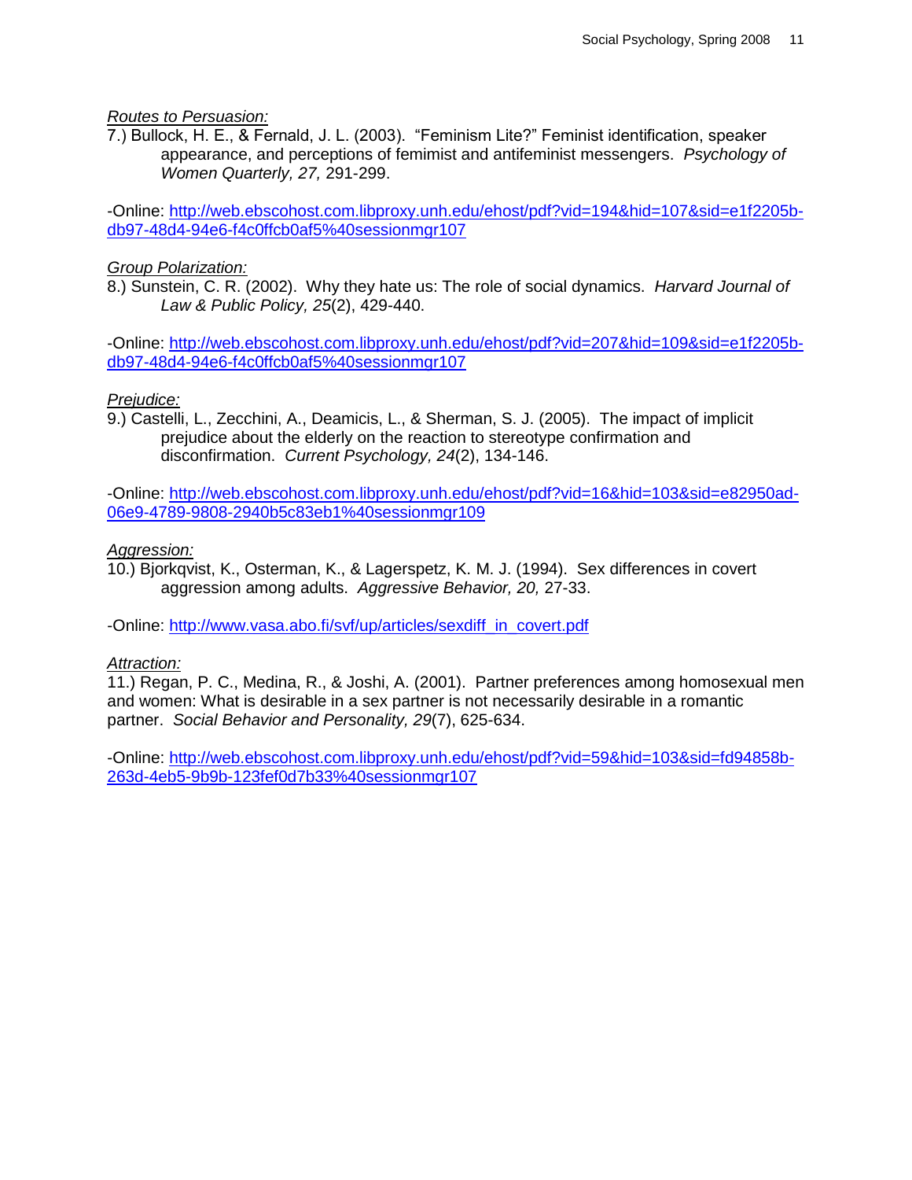*Routes to Persuasion:*

7.) Bullock, H. E., & Fernald, J. L. (2003). "Feminism Lite?" Feminist identification, speaker appearance, and perceptions of femimist and antifeminist messengers. *Psychology of Women Quarterly, 27,* 291-299.

-Online: http://web.ebscohost.com.libproxy.unh.edu/ehost/pdf?vid=194&hid=107&sid=e1f2205b-db97-48d4-94e6-f4c0ffcb0af5%40sessionmgr107

*Group Polarization:*

8.) Sunstein, C. R. (2002). Why they hate us: The role of social dynamics. *Harvard Journal of Law & Public Policy, 25*(2), 429-440.

-Online: http://web.ebscohost.com.libproxy.unh.edu/ehost/pdf?vid=207&hid=109&sid=e1f2205b-db97-48d4-94e6-f4c0ffcb0af5%40sessionmgr107

*Prejudice:*

9.) Castelli, L., Zecchini, A., Deamicis, L., & Sherman, S. J. (2005). The impact of implicit prejudice about the elderly on the reaction to stereotype confirmation and disconfirmation. *Current Psychology, 24*(2), 134-146.

-Online: http://web.ebscohost.com.libproxy.unh.edu/ehost/pdf?vid=16&hid=103&sid=e82950ad-06e9-4789-9808-2940b5c83eb1%40sessionmgr109

*Aggression:*

10.) Bjorkqvist, K., Osterman, K., & Lagerspetz, K. M. J. (1994). Sex differences in covert aggression among adults. *Aggressive Behavior, 20,* 27-33.

-Online: http://www.vasa.abo.fi/svf/up/articles/sexdiff_in_covert.pdf

*Attraction:*

11.) Regan, P. C., Medina, R., & Joshi, A. (2001). Partner preferences among homosexual men and women: What is desirable in a sex partner is not necessarily desirable in a romantic partner. *Social Behavior and Personality, 29*(7), 625-634.

-Online: http://web.ebscohost.com.libproxy.unh.edu/ehost/pdf?vid=59&hid=103&sid=fd94858b-263d-4eb5-9b9b-123fef0d7b33%40sessionmgr107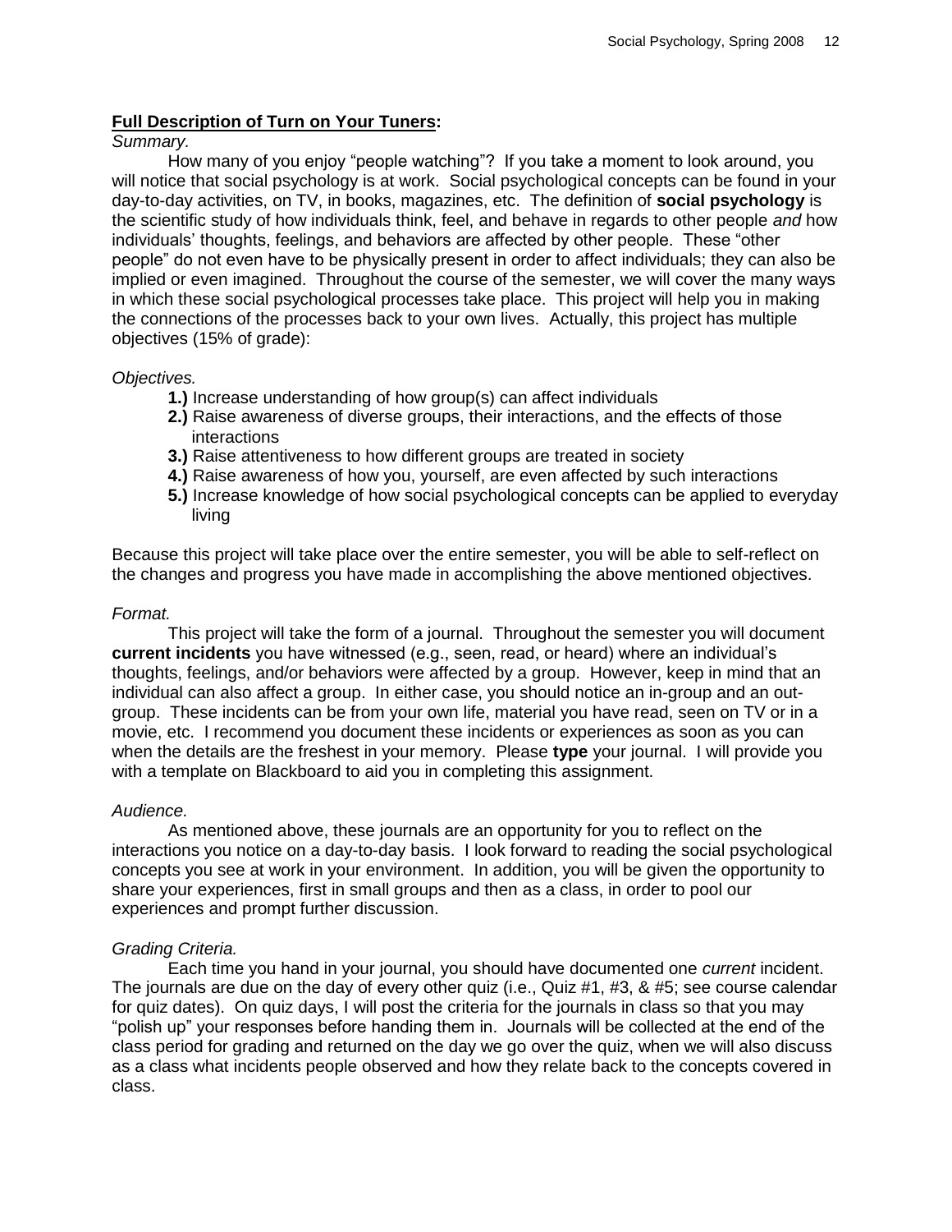**Full Description of Turn on Your Tuners:**

*Summary.*

How many of you enjoy "people watching"? If you take a moment to look around, you will notice that social psychology is at work. Social psychological concepts can be found in your day-to-day activities, on TV, in books, magazines, etc. The definition of **social psychology** is the scientific study of how individuals think, feel, and behave in regards to other people *and* how individuals' thoughts, feelings, and behaviors are affected by other people. These "other people" do not even have to be physically present in order to affect individuals; they can also be implied or even imagined. Throughout the course of the semester, we will cover the many ways in which these social psychological processes take place. This project will help you in making the connections of the processes back to your own lives. Actually, this project has multiple objectives (15% of grade):

*Objectives.*

**1.)** Increase understanding of how group(s) can affect individuals
**2.)** Raise awareness of diverse groups, their interactions, and the effects of those interactions
**3.)** Raise attentiveness to how different groups are treated in society
**4.)** Raise awareness of how you, yourself, are even affected by such interactions
**5.)** Increase knowledge of how social psychological concepts can be applied to everyday living

Because this project will take place over the entire semester, you will be able to self-reflect on the changes and progress you have made in accomplishing the above mentioned objectives.

*Format.*

This project will take the form of a journal. Throughout the semester you will document **current incidents** you have witnessed (e.g., seen, read, or heard) where an individual's thoughts, feelings, and/or behaviors were affected by a group. However, keep in mind that an individual can also affect a group. In either case, you should notice an in-group and an out-group. These incidents can be from your own life, material you have read, seen on TV or in a movie, etc. I recommend you document these incidents or experiences as soon as you can when the details are the freshest in your memory. Please **type** your journal. I will provide you with a template on Blackboard to aid you in completing this assignment.

*Audience.*

As mentioned above, these journals are an opportunity for you to reflect on the interactions you notice on a day-to-day basis. I look forward to reading the social psychological concepts you see at work in your environment. In addition, you will be given the opportunity to share your experiences, first in small groups and then as a class, in order to pool our experiences and prompt further discussion.

*Grading Criteria.*

Each time you hand in your journal, you should have documented one *current* incident. The journals are due on the day of every other quiz (i.e., Quiz #1, #3, & #5; see course calendar for quiz dates). On quiz days, I will post the criteria for the journals in class so that you may "polish up" your responses before handing them in. Journals will be collected at the end of the class period for grading and returned on the day we go over the quiz, when we will also discuss as a class what incidents people observed and how they relate back to the concepts covered in class.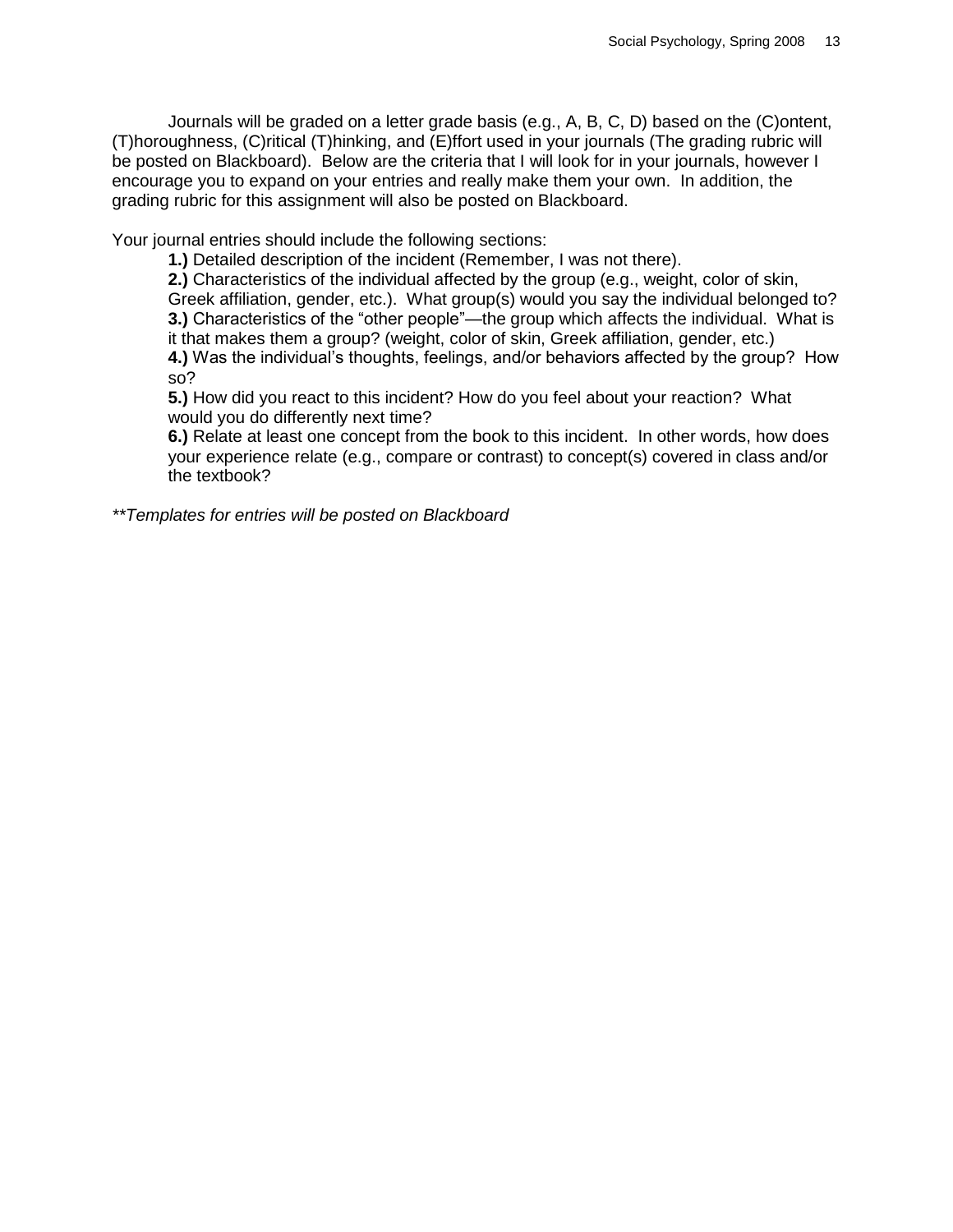Journals will be graded on a letter grade basis (e.g., A, B, C, D) based on the (C)ontent, (T)horoughness, (C)ritical (T)hinking, and (E)ffort used in your journals (The grading rubric will be posted on Blackboard). Below are the criteria that I will look for in your journals, however I encourage you to expand on your entries and really make them your own. In addition, the grading rubric for this assignment will also be posted on Blackboard.

Your journal entries should include the following sections:

**1.)** Detailed description of the incident (Remember, I was not there).

**2.)** Characteristics of the individual affected by the group (e.g., weight, color of skin, Greek affiliation, gender, etc.). What group(s) would you say the individual belonged to?

**3.)** Characteristics of the "other people"—the group which affects the individual. What is it that makes them a group? (weight, color of skin, Greek affiliation, gender, etc.)

**4.)** Was the individual's thoughts, feelings, and/or behaviors affected by the group? How so?

**5.)** How did you react to this incident? How do you feel about your reaction? What would you do differently next time?

**6.)** Relate at least one concept from the book to this incident. In other words, how does your experience relate (e.g., compare or contrast) to concept(s) covered in class and/or the textbook?

*\*\*Templates for entries will be posted on Blackboard*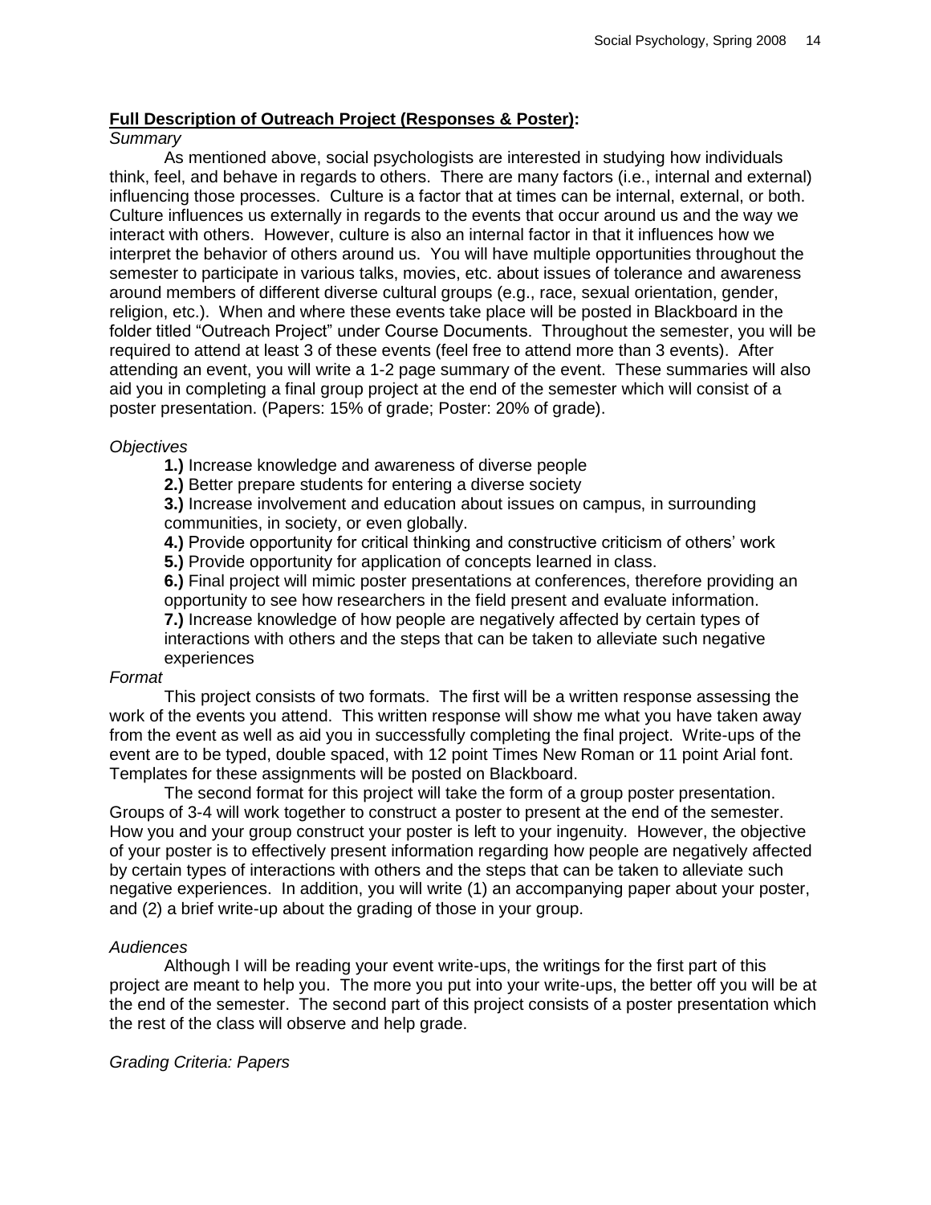**<u>Full Description of Outreach Project (Responses & Poster)</u>:**

*Summary*

As mentioned above, social psychologists are interested in studying how individuals think, feel, and behave in regards to others. There are many factors (i.e., internal and external) influencing those processes. Culture is a factor that at times can be internal, external, or both. Culture influences us externally in regards to the events that occur around us and the way we interact with others. However, culture is also an internal factor in that it influences how we interpret the behavior of others around us. You will have multiple opportunities throughout the semester to participate in various talks, movies, etc. about issues of tolerance and awareness around members of different diverse cultural groups (e.g., race, sexual orientation, gender, religion, etc.). When and where these events take place will be posted in Blackboard in the folder titled "Outreach Project" under Course Documents. Throughout the semester, you will be required to attend at least 3 of these events (feel free to attend more than 3 events). After attending an event, you will write a 1-2 page summary of the event. These summaries will also aid you in completing a final group project at the end of the semester which will consist of a poster presentation. (Papers: 15% of grade; Poster: 20% of grade).

*Objectives*

**1.)** Increase knowledge and awareness of diverse people

**2.)** Better prepare students for entering a diverse society

**3.)** Increase involvement and education about issues on campus, in surrounding communities, in society, or even globally.

**4.)** Provide opportunity for critical thinking and constructive criticism of others' work

**5.)** Provide opportunity for application of concepts learned in class.

**6.)** Final project will mimic poster presentations at conferences, therefore providing an opportunity to see how researchers in the field present and evaluate information.

**7.)** Increase knowledge of how people are negatively affected by certain types of interactions with others and the steps that can be taken to alleviate such negative experiences

*Format*

This project consists of two formats. The first will be a written response assessing the work of the events you attend. This written response will show me what you have taken away from the event as well as aid you in successfully completing the final project. Write-ups of the event are to be typed, double spaced, with 12 point Times New Roman or 11 point Arial font. Templates for these assignments will be posted on Blackboard.

The second format for this project will take the form of a group poster presentation. Groups of 3-4 will work together to construct a poster to present at the end of the semester. How you and your group construct your poster is left to your ingenuity. However, the objective of your poster is to effectively present information regarding how people are negatively affected by certain types of interactions with others and the steps that can be taken to alleviate such negative experiences. In addition, you will write (1) an accompanying paper about your poster, and (2) a brief write-up about the grading of those in your group.

*Audiences*

Although I will be reading your event write-ups, the writings for the first part of this project are meant to help you. The more you put into your write-ups, the better off you will be at the end of the semester. The second part of this project consists of a poster presentation which the rest of the class will observe and help grade.

*Grading Criteria: Papers*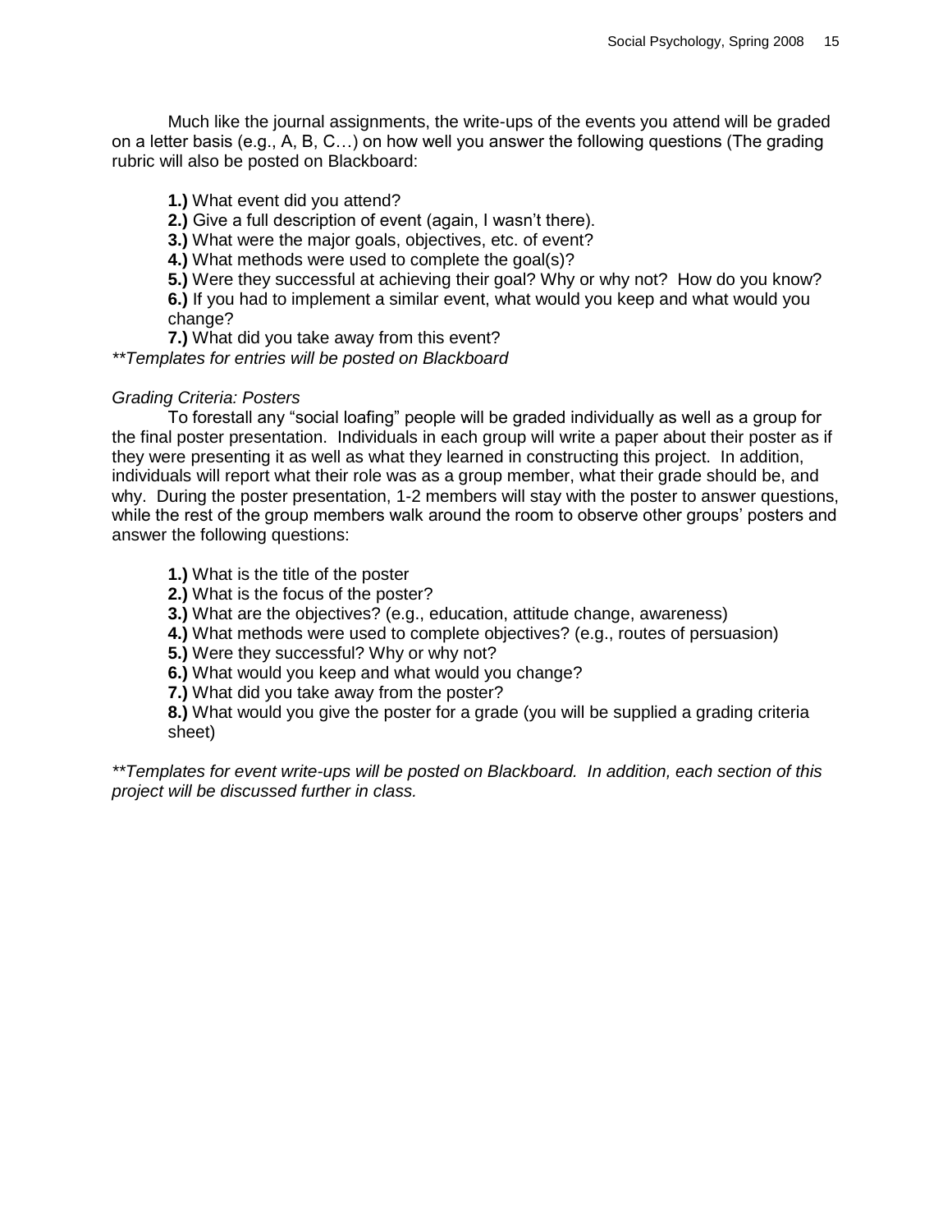Much like the journal assignments, the write-ups of the events you attend will be graded on a letter basis (e.g., A, B, C…) on how well you answer the following questions (The grading rubric will also be posted on Blackboard:

**1.)** What event did you attend?
**2.)** Give a full description of event (again, I wasn't there).
**3.)** What were the major goals, objectives, etc. of event?
**4.)** What methods were used to complete the goal(s)?
**5.)** Were they successful at achieving their goal? Why or why not? How do you know?
**6.)** If you had to implement a similar event, what would you keep and what would you change?
**7.)** What did you take away from this event?

*\*\*Templates for entries will be posted on Blackboard*

*Grading Criteria: Posters*

To forestall any "social loafing" people will be graded individually as well as a group for the final poster presentation. Individuals in each group will write a paper about their poster as if they were presenting it as well as what they learned in constructing this project. In addition, individuals will report what their role was as a group member, what their grade should be, and why. During the poster presentation, 1-2 members will stay with the poster to answer questions, while the rest of the group members walk around the room to observe other groups' posters and answer the following questions:

**1.)** What is the title of the poster
**2.)** What is the focus of the poster?
**3.)** What are the objectives? (e.g., education, attitude change, awareness)
**4.)** What methods were used to complete objectives? (e.g., routes of persuasion)
**5.)** Were they successful? Why or why not?
**6.)** What would you keep and what would you change?
**7.)** What did you take away from the poster?
**8.)** What would you give the poster for a grade (you will be supplied a grading criteria sheet)

*\*\*Templates for event write-ups will be posted on Blackboard. In addition, each section of this project will be discussed further in class.*